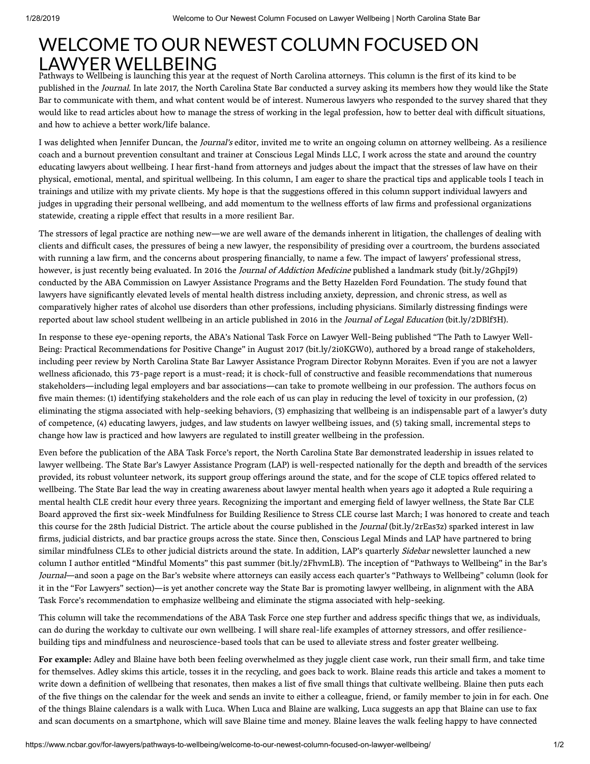# WELCOME TO OUR NEWEST COLUMN FOCUSED ON LAWYER WELLBEING

Pathways to Wellbeing is launching this year at the request of North Carolina attorneys. This column is the first of its kind to be published in the *Journal*. In late 2017, the North Carolina State Bar conducted a survey asking its members how they would like the State Bar to communicate with them, and what content would be of interest. Numerous lawyers who responded to the survey shared that they would like to read articles about how to manage the stress of working in the legal profession, how to better deal with difficult situations, and how to achieve a better work/life balance.

I was delighted when Jennifer Duncan, the *Journal's* editor, invited me to write an ongoing column on attorney wellbeing. As a resilience coach and a burnout prevention consultant and trainer at Conscious Legal Minds LLC, I work across the state and around the country educating lawyers about wellbeing. I hear first-hand from attorneys and judges about the impact that the stresses of law have on their physical, emotional, mental, and spiritual wellbeing. In this column, I am eager to share the practical tips and applicable tools I teach in trainings and utilize with my private clients. My hope is that the suggestions offered in this column support individual lawyers and judges in upgrading their personal wellbeing, and add momentum to the wellness efforts of law firms and professional organizations statewide, creating a ripple effect that results in a more resilient Bar.

The stressors of legal practice are nothing new—we are well aware of the demands inherent in litigation, the challenges of dealing with clients and difficult cases, the pressures of being a new lawyer, the responsibility of presiding over a courtroom, the burdens associated with running a law firm, and the concerns about prospering financially, to name a few. The impact of lawyers' professional stress, however, is just recently being evaluated. In 2016 the *Journal of Addiction Medicine* published a landmark study (bit.ly/2GhpjI9) conducted by the ABA Commission on Lawyer Assistance Programs and the Betty Hazelden Ford Foundation. The study found that lawyers have significantly elevated levels of mental health distress including anxiety, depression, and chronic stress, as well as comparatively higher rates of alcohol use disorders than other professions, including physicians. Similarly distressing findings were reported about law school student wellbeing in an article published in 2016 in the *Journal of Legal Education* (bit.ly/2DBlf3H).

In response to these eye-opening reports, the ABA's National Task Force on Lawyer Well-Being published "The Path to Lawyer Well-Being: Practical Recommendations for Positive Change" in August 2017 (bit.ly/2i0KGW0), authored by a broad range of stakeholders, including peer review by North Carolina State Bar Lawyer Assistance Program Director Robynn Moraites. Even if you are not a lawyer wellness aficionado, this 73-page report is a must-read; it is chock-full of constructive and feasible recommendations that numerous stakeholders—including legal employers and bar associations—can take to promote wellbeing in our profession. The authors focus on five main themes: (1) identifying stakeholders and the role each of us can play in reducing the level of toxicity in our profession, (2) eliminating the stigma associated with help-seeking behaviors, (3) emphasizing that wellbeing is an indispensable part of a lawyer's duty of competence, (4) educating lawyers, judges, and law students on lawyer wellbeing issues, and (5) taking small, incremental steps to change how law is practiced and how lawyers are regulated to instill greater wellbeing in the profession.

Even before the publication of the ABA Task Force's report, the North Carolina State Bar demonstrated leadership in issues related to lawyer wellbeing. The State Bar's Lawyer Assistance Program (LAP) is well-respected nationally for the depth and breadth of the services provided, its robust volunteer network, its support group offerings around the state, and for the scope of CLE topics offered related to wellbeing. The State Bar lead the way in creating awareness about lawyer mental health when years ago it adopted a Rule requiring a mental health CLE credit hour every three years. Recognizing the important and emerging field of lawyer wellness, the State Bar CLE Board approved the first six-week Mindfulness for Building Resilience to Stress CLE course last March; I was honored to create and teach this course for the 28th Judicial District. The article about the course published in the *Journal* (bit.ly/2rEas3z) sparked interest in law firms, judicial districts, and bar practice groups across the state. Since then, Conscious Legal Minds and LAP have partnered to bring similar mindfulness CLEs to other judicial districts around the state. In addition, LAP's quarterly *Sidebar* newsletter launched a new column I author entitled "Mindful Moments" this past summer (bit.ly/2FhvmLB). The inception of "Pathways to Wellbeing" in the Bar's *Journal*—and soon a page on the Bar's website where attorneys can easily access each quarter's "Pathways to Wellbeing" column (look for it in the "For Lawyers" section)—is yet another concrete way the State Bar is promoting lawyer wellbeing, in alignment with the ABA Task Force's recommendation to emphasize wellbeing and eliminate the stigma associated with help-seeking.

This column will take the recommendations of the ABA Task Force one step further and address specific things that we, as individuals, can do during the workday to cultivate our own wellbeing. I will share real-life examples of attorney stressors, and offer resilience-building tips and mindfulness and neuroscience-based tools that can be used to alleviate stress and foster greater wellbeing.

**For example:** Adley and Blaine have both been feeling overwhelmed as they juggle client case work, run their small firm, and take time for themselves. Adley skims this article, tosses it in the recycling, and goes back to work. Blaine reads this article and takes a moment to write down a definition of wellbeing that resonates, then makes a list of five small things that cultivate wellbeing. Blaine then puts each of the five things on the calendar for the week and sends an invite to either a colleague, friend, or family member to join in for each. One of the things Blaine calendars is a walk with Luca. When Luca and Blaine are walking, Luca suggests an app that Blaine can use to fax and scan documents on a smartphone, which will save Blaine time and money. Blaine leaves the walk feeling happy to have connected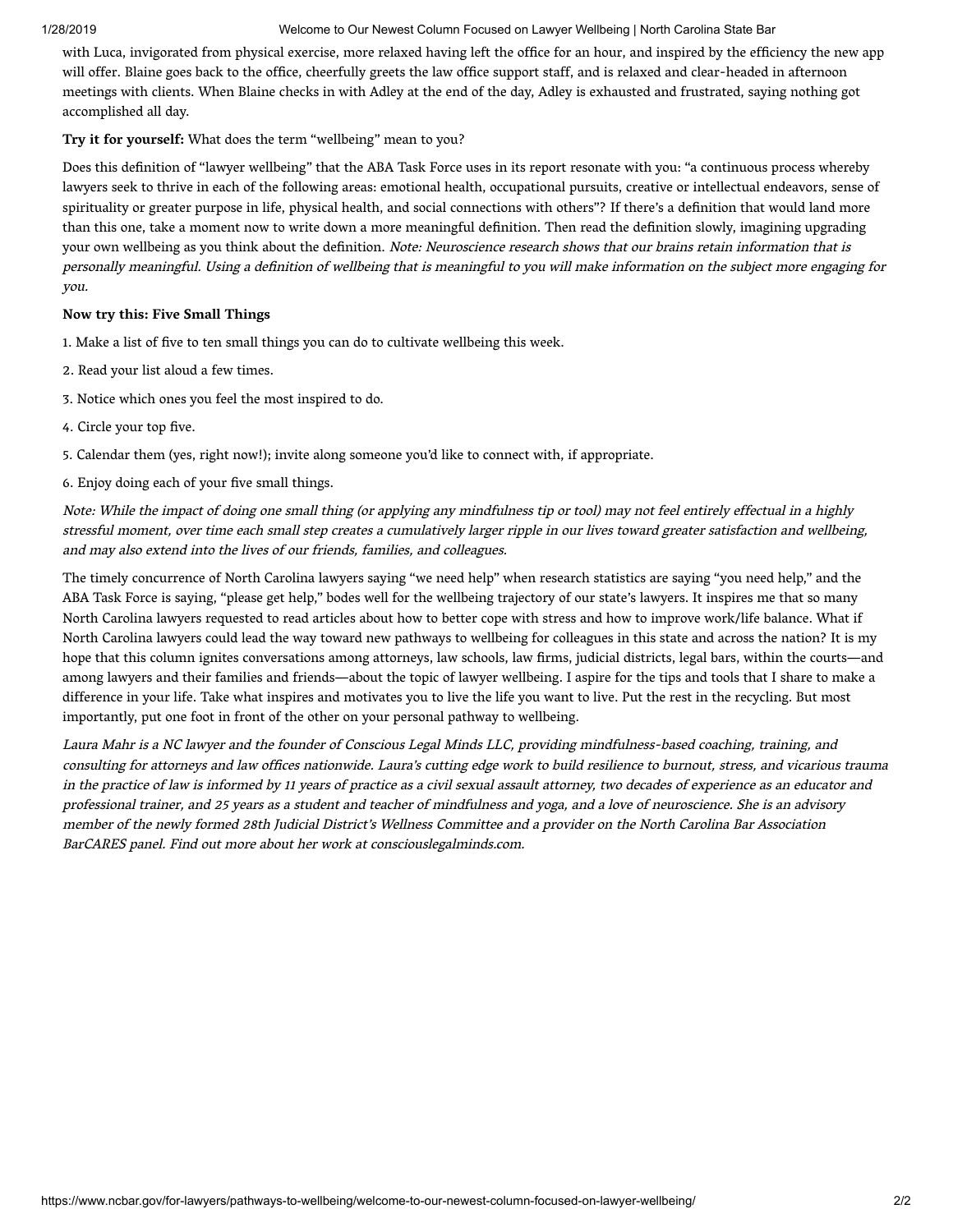with Luca, invigorated from physical exercise, more relaxed having left the office for an hour, and inspired by the efficiency the new app will offer. Blaine goes back to the office, cheerfully greets the law office support staff, and is relaxed and clear-headed in afternoon meetings with clients. When Blaine checks in with Adley at the end of the day, Adley is exhausted and frustrated, saying nothing got accomplished all day.

**Try it for yourself:** What does the term "wellbeing" mean to you?

Does this definition of "lawyer wellbeing" that the ABA Task Force uses in its report resonate with you: "a continuous process whereby lawyers seek to thrive in each of the following areas: emotional health, occupational pursuits, creative or intellectual endeavors, sense of spirituality or greater purpose in life, physical health, and social connections with others"? If there's a definition that would land more than this one, take a moment now to write down a more meaningful definition. Then read the definition slowly, imagining upgrading your own wellbeing as you think about the definition. *Note: Neuroscience research shows that our brains retain information that is personally meaningful. Using a definition of wellbeing that is meaningful to you will make information on the subject more engaging for you.*

**Now try this: Five Small Things**

1. Make a list of five to ten small things you can do to cultivate wellbeing this week.
2. Read your list aloud a few times.
3. Notice which ones you feel the most inspired to do.
4. Circle your top five.
5. Calendar them (yes, right now!); invite along someone you'd like to connect with, if appropriate.
6. Enjoy doing each of your five small things.

*Note: While the impact of doing one small thing (or applying any mindfulness tip or tool) may not feel entirely effectual in a highly stressful moment, over time each small step creates a cumulatively larger ripple in our lives toward greater satisfaction and wellbeing, and may also extend into the lives of our friends, families, and colleagues.*

The timely concurrence of North Carolina lawyers saying "we need help" when research statistics are saying "you need help," and the ABA Task Force is saying, "please get help," bodes well for the wellbeing trajectory of our state's lawyers. It inspires me that so many North Carolina lawyers requested to read articles about how to better cope with stress and how to improve work/life balance. What if North Carolina lawyers could lead the way toward new pathways to wellbeing for colleagues in this state and across the nation? It is my hope that this column ignites conversations among attorneys, law schools, law firms, judicial districts, legal bars, within the courts—and among lawyers and their families and friends—about the topic of lawyer wellbeing. I aspire for the tips and tools that I share to make a difference in your life. Take what inspires and motivates you to live the life you want to live. Put the rest in the recycling. But most importantly, put one foot in front of the other on your personal pathway to wellbeing.

*Laura Mahr is a NC lawyer and the founder of Conscious Legal Minds LLC, providing mindfulness-based coaching, training, and consulting for attorneys and law offices nationwide. Laura's cutting edge work to build resilience to burnout, stress, and vicarious trauma in the practice of law is informed by 11 years of practice as a civil sexual assault attorney, two decades of experience as an educator and professional trainer, and 25 years as a student and teacher of mindfulness and yoga, and a love of neuroscience. She is an advisory member of the newly formed 28th Judicial District's Wellness Committee and a provider on the North Carolina Bar Association BarCARES panel. Find out more about her work at consciouslegalminds.com.*